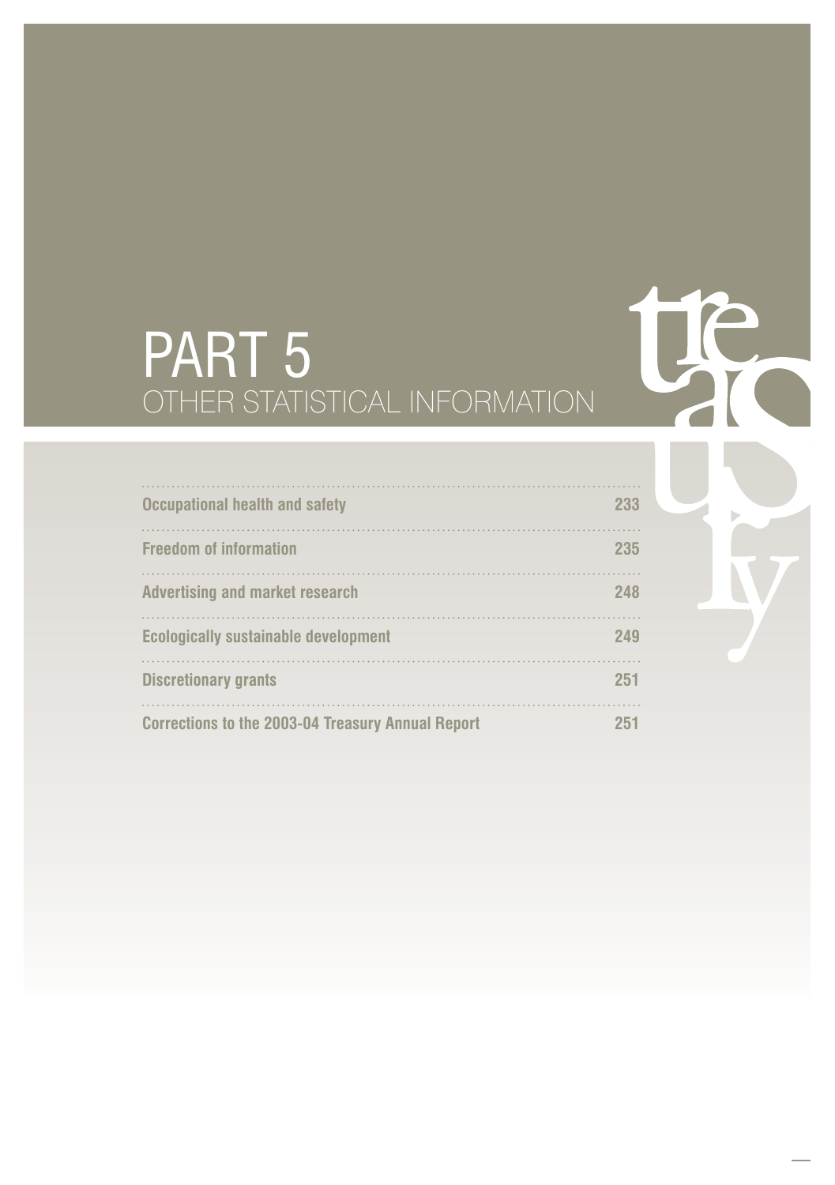# PART 5
## OTHER STATISTICAL INFORMATION

| | |
|---|---|
| **Occupational health and safety** | **233** |
| **Freedom of information** | **235** |
| **Advertising and market research** | **248** |
| **Ecologically sustainable development** | **249** |
| **Discretionary grants** | **251** |
| **Corrections to the 2003-04 Treasury Annual Report** | **251** |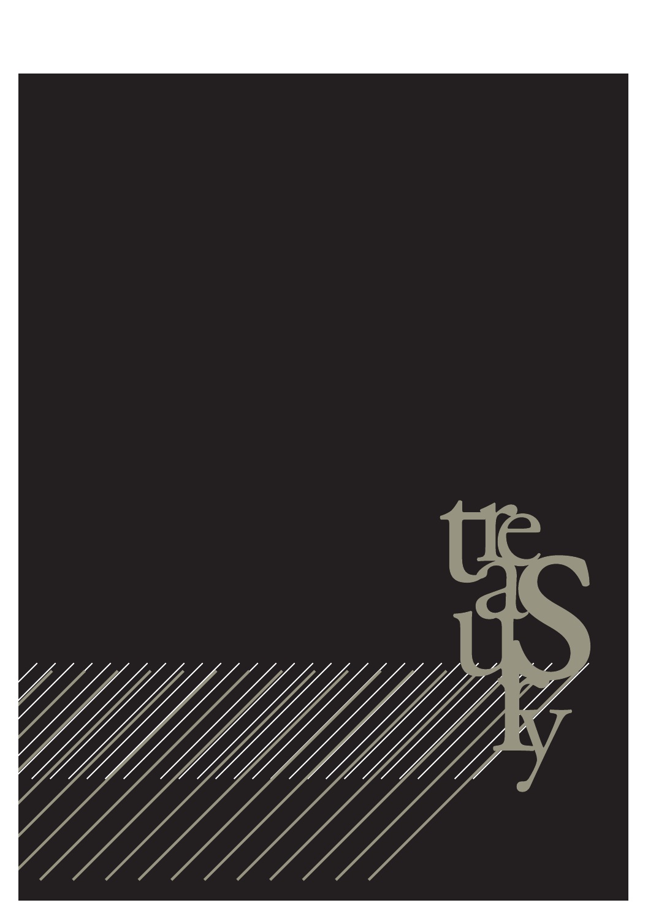treasury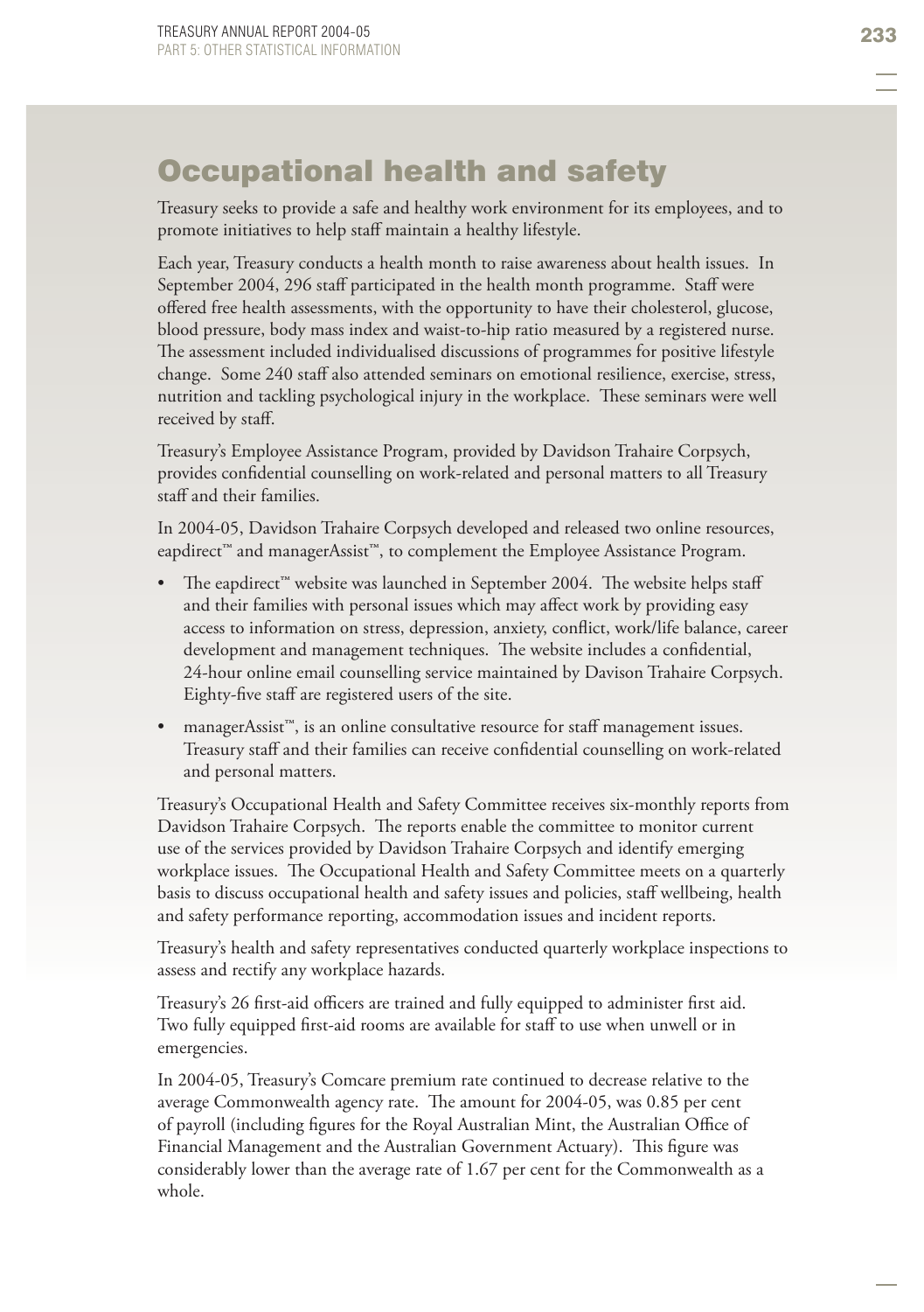# Occupational health and safety

Treasury seeks to provide a safe and healthy work environment for its employees, and to promote initiatives to help staff maintain a healthy lifestyle.

Each year, Treasury conducts a health month to raise awareness about health issues. In September 2004, 296 staff participated in the health month programme. Staff were offered free health assessments, with the opportunity to have their cholesterol, glucose, blood pressure, body mass index and waist-to-hip ratio measured by a registered nurse. The assessment included individualised discussions of programmes for positive lifestyle change. Some 240 staff also attended seminars on emotional resilience, exercise, stress, nutrition and tackling psychological injury in the workplace. These seminars were well received by staff.

Treasury's Employee Assistance Program, provided by Davidson Trahaire Corpsych, provides confidential counselling on work-related and personal matters to all Treasury staff and their families.

In 2004-05, Davidson Trahaire Corpsych developed and released two online resources, eapdirect™ and managerAssist™, to complement the Employee Assistance Program.

- The eapdirect™ website was launched in September 2004. The website helps staff and their families with personal issues which may affect work by providing easy access to information on stress, depression, anxiety, conflict, work/life balance, career development and management techniques. The website includes a confidential, 24-hour online email counselling service maintained by Davison Trahaire Corpsych. Eighty-five staff are registered users of the site.
- managerAssist™, is an online consultative resource for staff management issues. Treasury staff and their families can receive confidential counselling on work-related and personal matters.

Treasury's Occupational Health and Safety Committee receives six-monthly reports from Davidson Trahaire Corpsych. The reports enable the committee to monitor current use of the services provided by Davidson Trahaire Corpsych and identify emerging workplace issues. The Occupational Health and Safety Committee meets on a quarterly basis to discuss occupational health and safety issues and policies, staff wellbeing, health and safety performance reporting, accommodation issues and incident reports.

Treasury's health and safety representatives conducted quarterly workplace inspections to assess and rectify any workplace hazards.

Treasury's 26 first-aid officers are trained and fully equipped to administer first aid. Two fully equipped first-aid rooms are available for staff to use when unwell or in emergencies.

In 2004-05, Treasury's Comcare premium rate continued to decrease relative to the average Commonwealth agency rate. The amount for 2004-05, was 0.85 per cent of payroll (including figures for the Royal Australian Mint, the Australian Office of Financial Management and the Australian Government Actuary). This figure was considerably lower than the average rate of 1.67 per cent for the Commonwealth as a whole.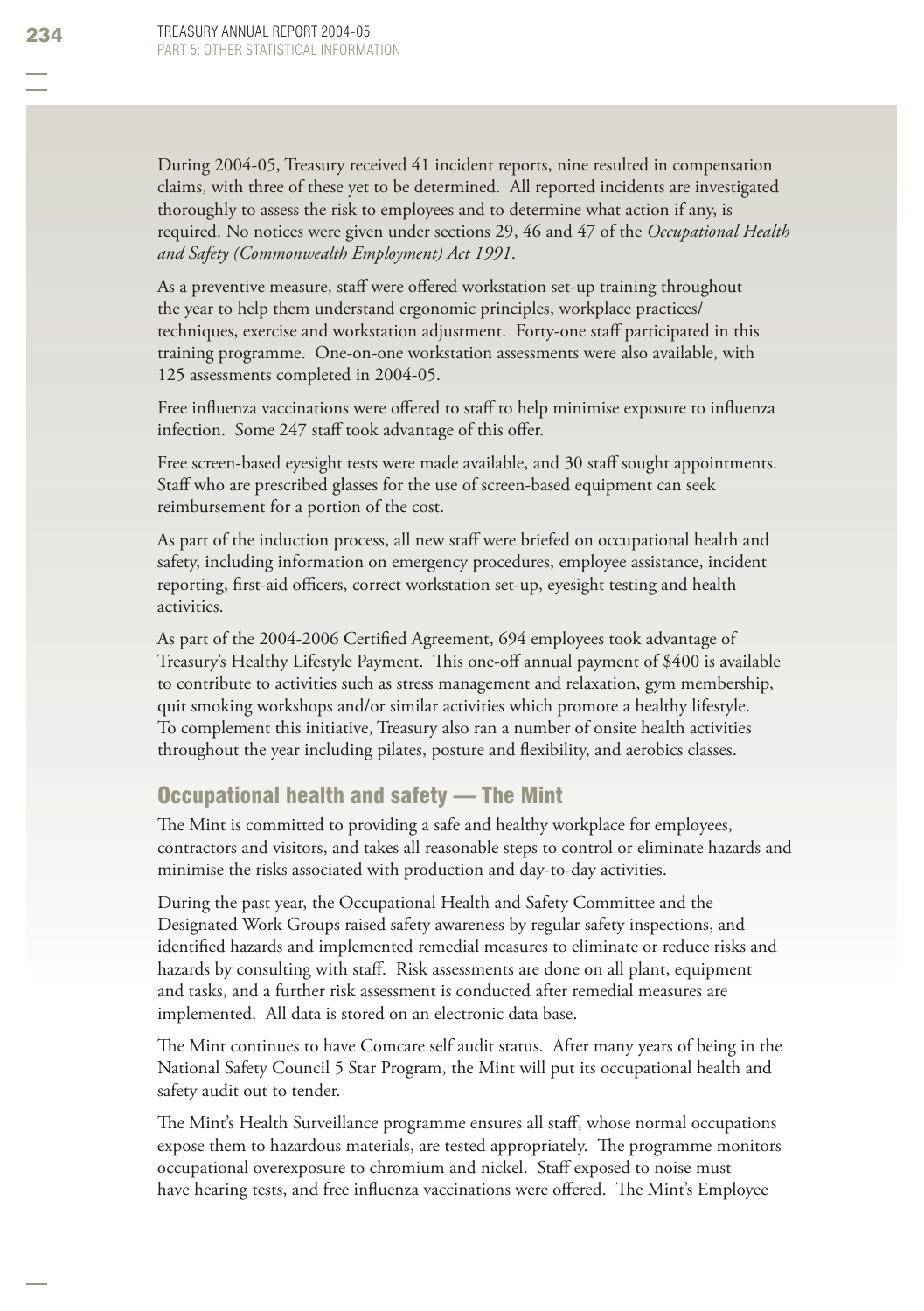During 2004-05, Treasury received 41 incident reports, nine resulted in compensation claims, with three of these yet to be determined. All reported incidents are investigated thoroughly to assess the risk to employees and to determine what action if any, is required. No notices were given under sections 29, 46 and 47 of the *Occupational Health and Safety (Commonwealth Employment) Act 1991*.

As a preventive measure, staff were offered workstation set-up training throughout the year to help them understand ergonomic principles, workplace practices/techniques, exercise and workstation adjustment. Forty-one staff participated in this training programme. One-on-one workstation assessments were also available, with 125 assessments completed in 2004-05.

Free influenza vaccinations were offered to staff to help minimise exposure to influenza infection. Some 247 staff took advantage of this offer.

Free screen-based eyesight tests were made available, and 30 staff sought appointments. Staff who are prescribed glasses for the use of screen-based equipment can seek reimbursement for a portion of the cost.

As part of the induction process, all new staff were briefed on occupational health and safety, including information on emergency procedures, employee assistance, incident reporting, first-aid officers, correct workstation set-up, eyesight testing and health activities.

As part of the 2004-2006 Certified Agreement, 694 employees took advantage of Treasury's Healthy Lifestyle Payment. This one-off annual payment of $400 is available to contribute to activities such as stress management and relaxation, gym membership, quit smoking workshops and/or similar activities which promote a healthy lifestyle. To complement this initiative, Treasury also ran a number of onsite health activities throughout the year including pilates, posture and flexibility, and aerobics classes.

## Occupational health and safety — The Mint

The Mint is committed to providing a safe and healthy workplace for employees, contractors and visitors, and takes all reasonable steps to control or eliminate hazards and minimise the risks associated with production and day-to-day activities.

During the past year, the Occupational Health and Safety Committee and the Designated Work Groups raised safety awareness by regular safety inspections, and identified hazards and implemented remedial measures to eliminate or reduce risks and hazards by consulting with staff. Risk assessments are done on all plant, equipment and tasks, and a further risk assessment is conducted after remedial measures are implemented. All data is stored on an electronic data base.

The Mint continues to have Comcare self audit status. After many years of being in the National Safety Council 5 Star Program, the Mint will put its occupational health and safety audit out to tender.

The Mint's Health Surveillance programme ensures all staff, whose normal occupations expose them to hazardous materials, are tested appropriately. The programme monitors occupational overexposure to chromium and nickel. Staff exposed to noise must have hearing tests, and free influenza vaccinations were offered. The Mint's Employee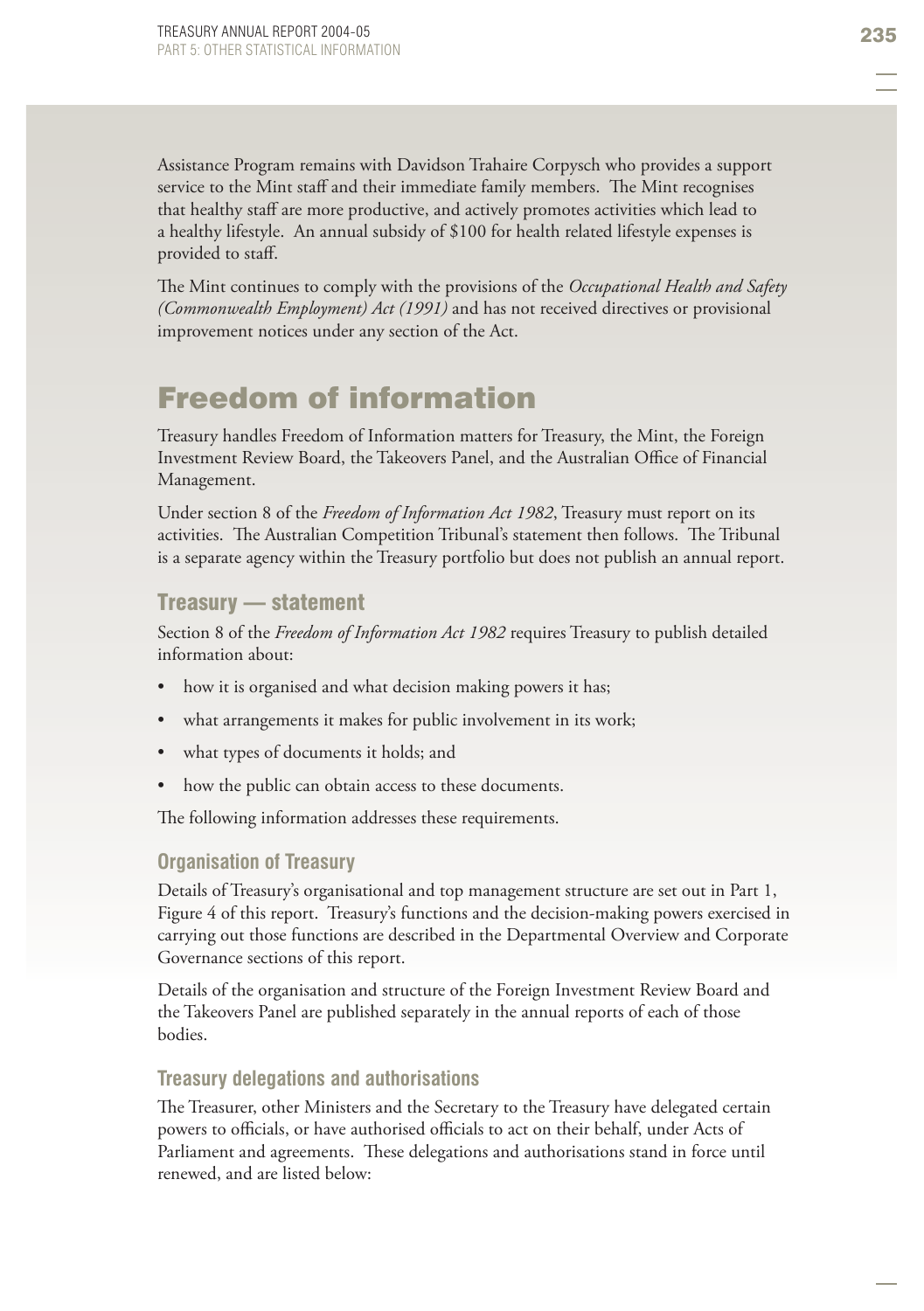Assistance Program remains with Davidson Trahaire Corpysch who provides a support service to the Mint staff and their immediate family members. The Mint recognises that healthy staff are more productive, and actively promotes activities which lead to a healthy lifestyle. An annual subsidy of $100 for health related lifestyle expenses is provided to staff.

The Mint continues to comply with the provisions of the *Occupational Health and Safety (Commonwealth Employment) Act (1991)* and has not received directives or provisional improvement notices under any section of the Act.

# Freedom of information

Treasury handles Freedom of Information matters for Treasury, the Mint, the Foreign Investment Review Board, the Takeovers Panel, and the Australian Office of Financial Management.

Under section 8 of the *Freedom of Information Act 1982*, Treasury must report on its activities. The Australian Competition Tribunal's statement then follows. The Tribunal is a separate agency within the Treasury portfolio but does not publish an annual report.

## Treasury — statement

Section 8 of the *Freedom of Information Act 1982* requires Treasury to publish detailed information about:

- how it is organised and what decision making powers it has;
- what arrangements it makes for public involvement in its work;
- what types of documents it holds; and
- how the public can obtain access to these documents.

The following information addresses these requirements.

### Organisation of Treasury

Details of Treasury's organisational and top management structure are set out in Part 1, Figure 4 of this report. Treasury's functions and the decision-making powers exercised in carrying out those functions are described in the Departmental Overview and Corporate Governance sections of this report.

Details of the organisation and structure of the Foreign Investment Review Board and the Takeovers Panel are published separately in the annual reports of each of those bodies.

### Treasury delegations and authorisations

The Treasurer, other Ministers and the Secretary to the Treasury have delegated certain powers to officials, or have authorised officials to act on their behalf, under Acts of Parliament and agreements. These delegations and authorisations stand in force until renewed, and are listed below: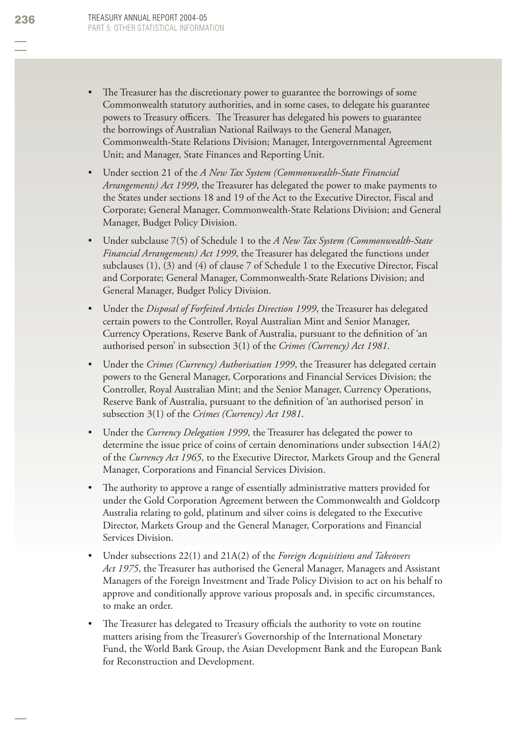- The Treasurer has the discretionary power to guarantee the borrowings of some Commonwealth statutory authorities, and in some cases, to delegate his guarantee powers to Treasury officers. The Treasurer has delegated his powers to guarantee the borrowings of Australian National Railways to the General Manager, Commonwealth-State Relations Division; Manager, Intergovernmental Agreement Unit; and Manager, State Finances and Reporting Unit.
- Under section 21 of the *A New Tax System (Commonwealth-State Financial Arrangements) Act 1999*, the Treasurer has delegated the power to make payments to the States under sections 18 and 19 of the Act to the Executive Director, Fiscal and Corporate; General Manager, Commonwealth-State Relations Division; and General Manager, Budget Policy Division.
- Under subclause 7(5) of Schedule 1 to the *A New Tax System (Commonwealth-State Financial Arrangements) Act 1999*, the Treasurer has delegated the functions under subclauses (1), (3) and (4) of clause 7 of Schedule 1 to the Executive Director, Fiscal and Corporate; General Manager, Commonwealth-State Relations Division; and General Manager, Budget Policy Division.
- Under the *Disposal of Forfeited Articles Direction 1999*, the Treasurer has delegated certain powers to the Controller, Royal Australian Mint and Senior Manager, Currency Operations, Reserve Bank of Australia, pursuant to the definition of 'an authorised person' in subsection 3(1) of the *Crimes (Currency) Act 1981*.
- Under the *Crimes (Currency) Authorisation 1999*, the Treasurer has delegated certain powers to the General Manager, Corporations and Financial Services Division; the Controller, Royal Australian Mint; and the Senior Manager, Currency Operations, Reserve Bank of Australia, pursuant to the definition of 'an authorised person' in subsection 3(1) of the *Crimes (Currency) Act 1981*.
- Under the *Currency Delegation 1999*, the Treasurer has delegated the power to determine the issue price of coins of certain denominations under subsection 14A(2) of the *Currency Act 1965*, to the Executive Director, Markets Group and the General Manager, Corporations and Financial Services Division.
- The authority to approve a range of essentially administrative matters provided for under the Gold Corporation Agreement between the Commonwealth and Goldcorp Australia relating to gold, platinum and silver coins is delegated to the Executive Director, Markets Group and the General Manager, Corporations and Financial Services Division.
- Under subsections 22(1) and 21A(2) of the *Foreign Acquisitions and Takeovers Act 1975*, the Treasurer has authorised the General Manager, Managers and Assistant Managers of the Foreign Investment and Trade Policy Division to act on his behalf to approve and conditionally approve various proposals and, in specific circumstances, to make an order.
- The Treasurer has delegated to Treasury officials the authority to vote on routine matters arising from the Treasurer's Governorship of the International Monetary Fund, the World Bank Group, the Asian Development Bank and the European Bank for Reconstruction and Development.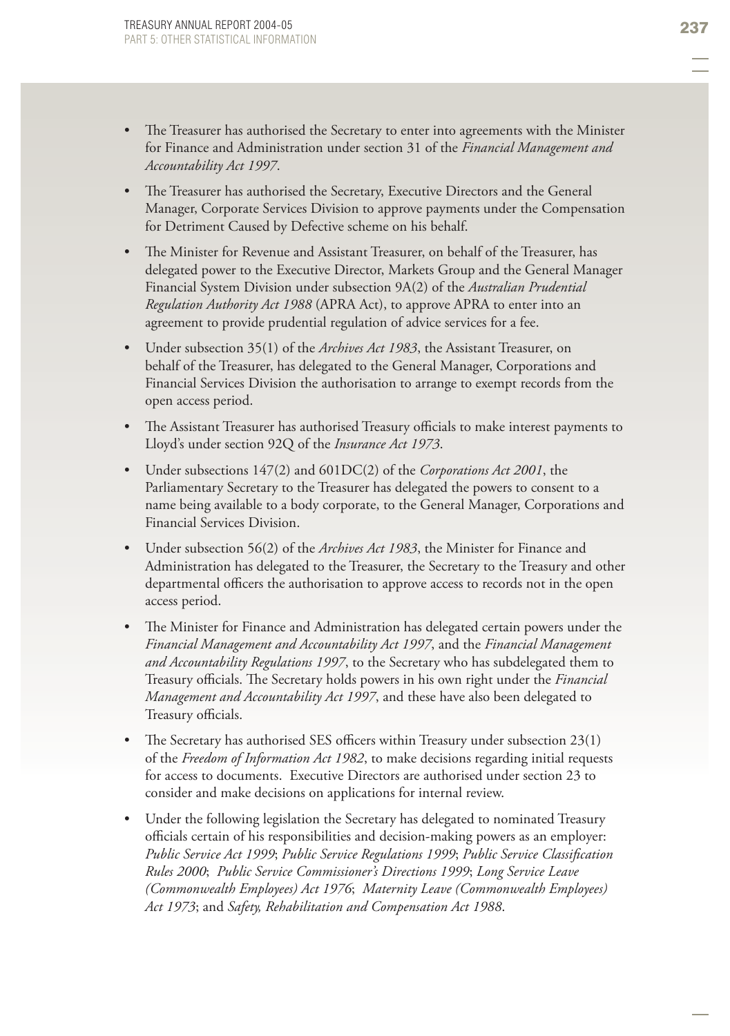- The Treasurer has authorised the Secretary to enter into agreements with the Minister for Finance and Administration under section 31 of the *Financial Management and Accountability Act 1997*.
- The Treasurer has authorised the Secretary, Executive Directors and the General Manager, Corporate Services Division to approve payments under the Compensation for Detriment Caused by Defective scheme on his behalf.
- The Minister for Revenue and Assistant Treasurer, on behalf of the Treasurer, has delegated power to the Executive Director, Markets Group and the General Manager Financial System Division under subsection 9A(2) of the *Australian Prudential Regulation Authority Act 1988* (APRA Act), to approve APRA to enter into an agreement to provide prudential regulation of advice services for a fee.
- Under subsection 35(1) of the *Archives Act 1983*, the Assistant Treasurer, on behalf of the Treasurer, has delegated to the General Manager, Corporations and Financial Services Division the authorisation to arrange to exempt records from the open access period.
- The Assistant Treasurer has authorised Treasury officials to make interest payments to Lloyd's under section 92Q of the *Insurance Act 1973*.
- Under subsections 147(2) and 601DC(2) of the *Corporations Act 2001*, the Parliamentary Secretary to the Treasurer has delegated the powers to consent to a name being available to a body corporate, to the General Manager, Corporations and Financial Services Division.
- Under subsection 56(2) of the *Archives Act 1983*, the Minister for Finance and Administration has delegated to the Treasurer, the Secretary to the Treasury and other departmental officers the authorisation to approve access to records not in the open access period.
- The Minister for Finance and Administration has delegated certain powers under the *Financial Management and Accountability Act 1997*, and the *Financial Management and Accountability Regulations 1997*, to the Secretary who has subdelegated them to Treasury officials. The Secretary holds powers in his own right under the *Financial Management and Accountability Act 1997*, and these have also been delegated to Treasury officials.
- The Secretary has authorised SES officers within Treasury under subsection 23(1) of the *Freedom of Information Act 1982*, to make decisions regarding initial requests for access to documents. Executive Directors are authorised under section 23 to consider and make decisions on applications for internal review.
- Under the following legislation the Secretary has delegated to nominated Treasury officials certain of his responsibilities and decision-making powers as an employer: *Public Service Act 1999*; *Public Service Regulations 1999*; *Public Service Classification Rules 2000*; *Public Service Commissioner's Directions 1999*; *Long Service Leave (Commonwealth Employees) Act 1976*; *Maternity Leave (Commonwealth Employees) Act 1973*; and *Safety, Rehabilitation and Compensation Act 1988*.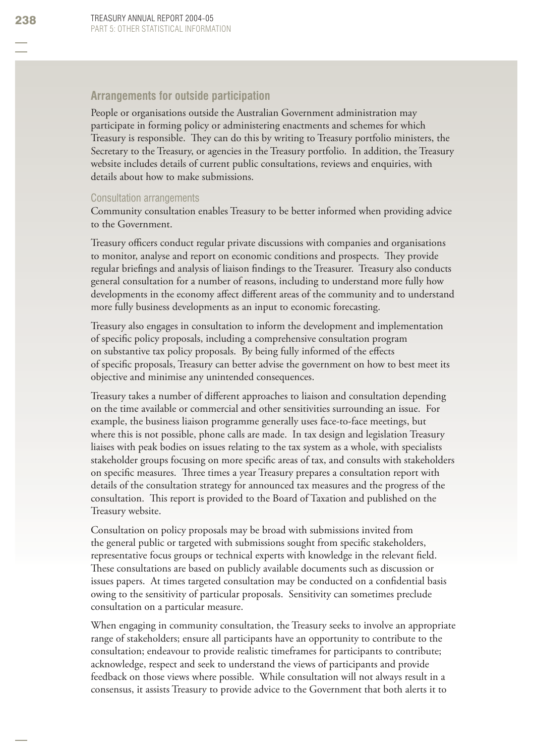## Arrangements for outside participation

People or organisations outside the Australian Government administration may participate in forming policy or administering enactments and schemes for which Treasury is responsible. They can do this by writing to Treasury portfolio ministers, the Secretary to the Treasury, or agencies in the Treasury portfolio. In addition, the Treasury website includes details of current public consultations, reviews and enquiries, with details about how to make submissions.

### Consultation arrangements

Community consultation enables Treasury to be better informed when providing advice to the Government.

Treasury officers conduct regular private discussions with companies and organisations to monitor, analyse and report on economic conditions and prospects. They provide regular briefings and analysis of liaison findings to the Treasurer. Treasury also conducts general consultation for a number of reasons, including to understand more fully how developments in the economy affect different areas of the community and to understand more fully business developments as an input to economic forecasting.

Treasury also engages in consultation to inform the development and implementation of specific policy proposals, including a comprehensive consultation program on substantive tax policy proposals. By being fully informed of the effects of specific proposals, Treasury can better advise the government on how to best meet its objective and minimise any unintended consequences.

Treasury takes a number of different approaches to liaison and consultation depending on the time available or commercial and other sensitivities surrounding an issue. For example, the business liaison programme generally uses face-to-face meetings, but where this is not possible, phone calls are made. In tax design and legislation Treasury liaises with peak bodies on issues relating to the tax system as a whole, with specialists stakeholder groups focusing on more specific areas of tax, and consults with stakeholders on specific measures. Three times a year Treasury prepares a consultation report with details of the consultation strategy for announced tax measures and the progress of the consultation. This report is provided to the Board of Taxation and published on the Treasury website.

Consultation on policy proposals may be broad with submissions invited from the general public or targeted with submissions sought from specific stakeholders, representative focus groups or technical experts with knowledge in the relevant field. These consultations are based on publicly available documents such as discussion or issues papers. At times targeted consultation may be conducted on a confidential basis owing to the sensitivity of particular proposals. Sensitivity can sometimes preclude consultation on a particular measure.

When engaging in community consultation, the Treasury seeks to involve an appropriate range of stakeholders; ensure all participants have an opportunity to contribute to the consultation; endeavour to provide realistic timeframes for participants to contribute; acknowledge, respect and seek to understand the views of participants and provide feedback on those views where possible. While consultation will not always result in a consensus, it assists Treasury to provide advice to the Government that both alerts it to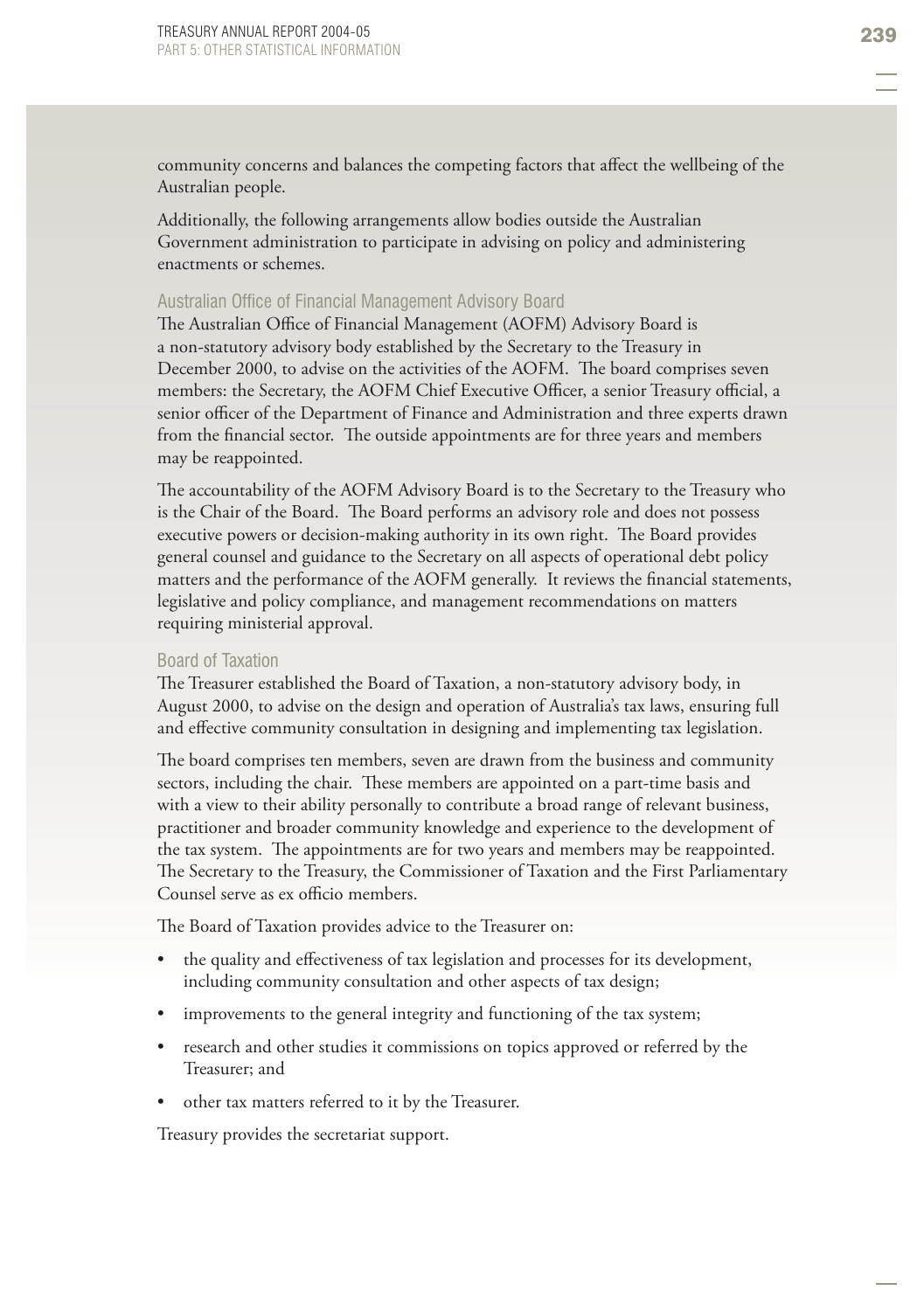community concerns and balances the competing factors that affect the wellbeing of the Australian people.

Additionally, the following arrangements allow bodies outside the Australian Government administration to participate in advising on policy and administering enactments or schemes.

### Australian Office of Financial Management Advisory Board

The Australian Office of Financial Management (AOFM) Advisory Board is a non-statutory advisory body established by the Secretary to the Treasury in December 2000, to advise on the activities of the AOFM. The board comprises seven members: the Secretary, the AOFM Chief Executive Officer, a senior Treasury official, a senior officer of the Department of Finance and Administration and three experts drawn from the financial sector. The outside appointments are for three years and members may be reappointed.

The accountability of the AOFM Advisory Board is to the Secretary to the Treasury who is the Chair of the Board. The Board performs an advisory role and does not possess executive powers or decision-making authority in its own right. The Board provides general counsel and guidance to the Secretary on all aspects of operational debt policy matters and the performance of the AOFM generally. It reviews the financial statements, legislative and policy compliance, and management recommendations on matters requiring ministerial approval.

### Board of Taxation

The Treasurer established the Board of Taxation, a non-statutory advisory body, in August 2000, to advise on the design and operation of Australia's tax laws, ensuring full and effective community consultation in designing and implementing tax legislation.

The board comprises ten members, seven are drawn from the business and community sectors, including the chair. These members are appointed on a part-time basis and with a view to their ability personally to contribute a broad range of relevant business, practitioner and broader community knowledge and experience to the development of the tax system. The appointments are for two years and members may be reappointed. The Secretary to the Treasury, the Commissioner of Taxation and the First Parliamentary Counsel serve as ex officio members.

The Board of Taxation provides advice to the Treasurer on:

- the quality and effectiveness of tax legislation and processes for its development, including community consultation and other aspects of tax design;
- improvements to the general integrity and functioning of the tax system;
- research and other studies it commissions on topics approved or referred by the Treasurer; and
- other tax matters referred to it by the Treasurer.

Treasury provides the secretariat support.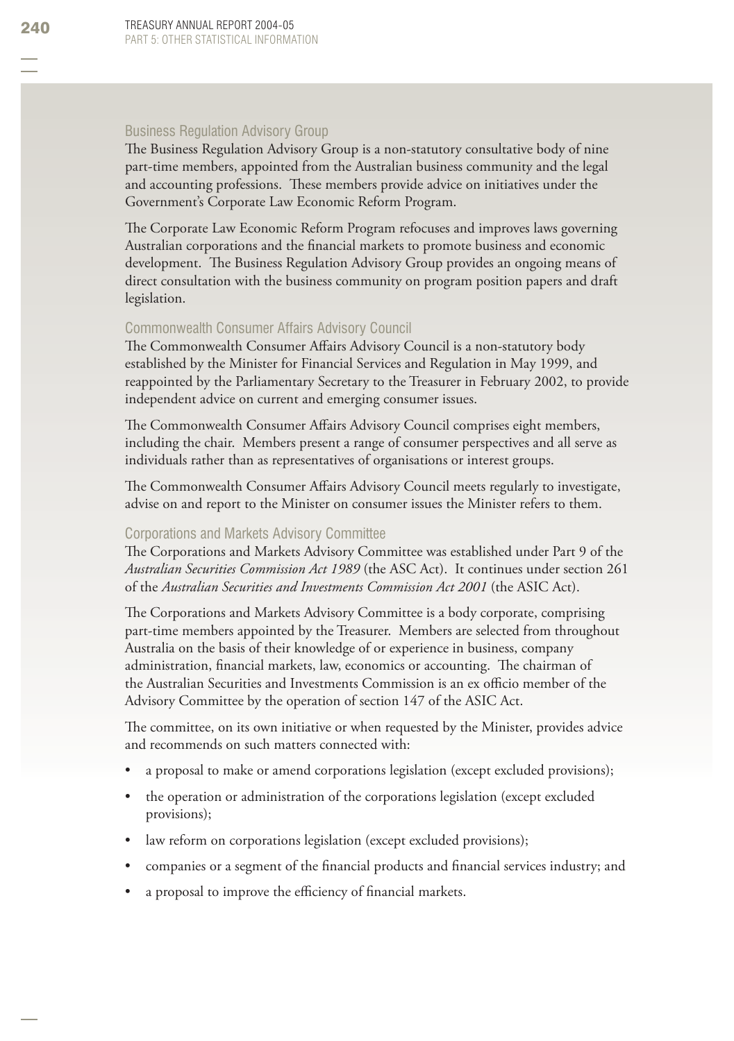### Business Regulation Advisory Group

The Business Regulation Advisory Group is a non-statutory consultative body of nine part-time members, appointed from the Australian business community and the legal and accounting professions. These members provide advice on initiatives under the Government's Corporate Law Economic Reform Program.

The Corporate Law Economic Reform Program refocuses and improves laws governing Australian corporations and the financial markets to promote business and economic development. The Business Regulation Advisory Group provides an ongoing means of direct consultation with the business community on program position papers and draft legislation.

### Commonwealth Consumer Affairs Advisory Council

The Commonwealth Consumer Affairs Advisory Council is a non-statutory body established by the Minister for Financial Services and Regulation in May 1999, and reappointed by the Parliamentary Secretary to the Treasurer in February 2002, to provide independent advice on current and emerging consumer issues.

The Commonwealth Consumer Affairs Advisory Council comprises eight members, including the chair. Members present a range of consumer perspectives and all serve as individuals rather than as representatives of organisations or interest groups.

The Commonwealth Consumer Affairs Advisory Council meets regularly to investigate, advise on and report to the Minister on consumer issues the Minister refers to them.

### Corporations and Markets Advisory Committee

The Corporations and Markets Advisory Committee was established under Part 9 of the *Australian Securities Commission Act 1989* (the ASC Act). It continues under section 261 of the *Australian Securities and Investments Commission Act 2001* (the ASIC Act).

The Corporations and Markets Advisory Committee is a body corporate, comprising part-time members appointed by the Treasurer. Members are selected from throughout Australia on the basis of their knowledge of or experience in business, company administration, financial markets, law, economics or accounting. The chairman of the Australian Securities and Investments Commission is an ex officio member of the Advisory Committee by the operation of section 147 of the ASIC Act.

The committee, on its own initiative or when requested by the Minister, provides advice and recommends on such matters connected with:

- a proposal to make or amend corporations legislation (except excluded provisions);
- the operation or administration of the corporations legislation (except excluded provisions);
- law reform on corporations legislation (except excluded provisions);
- companies or a segment of the financial products and financial services industry; and
- a proposal to improve the efficiency of financial markets.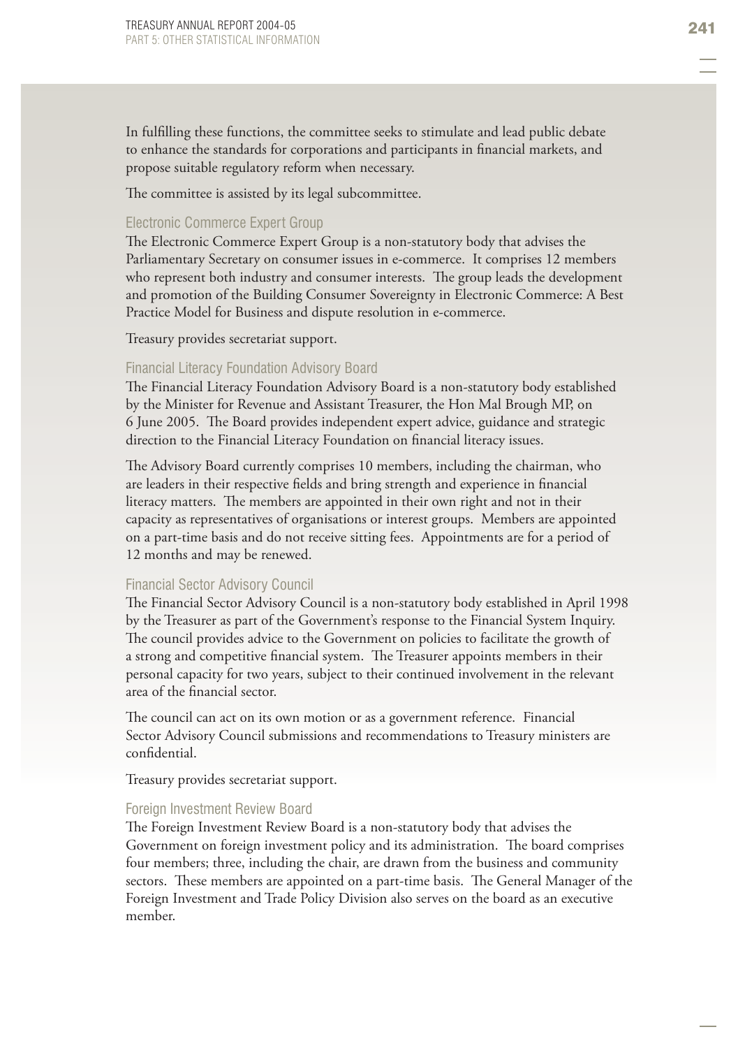In fulfilling these functions, the committee seeks to stimulate and lead public debate to enhance the standards for corporations and participants in financial markets, and propose suitable regulatory reform when necessary.

The committee is assisted by its legal subcommittee.

### Electronic Commerce Expert Group

The Electronic Commerce Expert Group is a non-statutory body that advises the Parliamentary Secretary on consumer issues in e-commerce. It comprises 12 members who represent both industry and consumer interests. The group leads the development and promotion of the Building Consumer Sovereignty in Electronic Commerce: A Best Practice Model for Business and dispute resolution in e-commerce.

Treasury provides secretariat support.

### Financial Literacy Foundation Advisory Board

The Financial Literacy Foundation Advisory Board is a non-statutory body established by the Minister for Revenue and Assistant Treasurer, the Hon Mal Brough MP, on 6 June 2005. The Board provides independent expert advice, guidance and strategic direction to the Financial Literacy Foundation on financial literacy issues.

The Advisory Board currently comprises 10 members, including the chairman, who are leaders in their respective fields and bring strength and experience in financial literacy matters. The members are appointed in their own right and not in their capacity as representatives of organisations or interest groups. Members are appointed on a part-time basis and do not receive sitting fees. Appointments are for a period of 12 months and may be renewed.

### Financial Sector Advisory Council

The Financial Sector Advisory Council is a non-statutory body established in April 1998 by the Treasurer as part of the Government's response to the Financial System Inquiry. The council provides advice to the Government on policies to facilitate the growth of a strong and competitive financial system. The Treasurer appoints members in their personal capacity for two years, subject to their continued involvement in the relevant area of the financial sector.

The council can act on its own motion or as a government reference. Financial Sector Advisory Council submissions and recommendations to Treasury ministers are confidential.

Treasury provides secretariat support.

### Foreign Investment Review Board

The Foreign Investment Review Board is a non-statutory body that advises the Government on foreign investment policy and its administration. The board comprises four members; three, including the chair, are drawn from the business and community sectors. These members are appointed on a part-time basis. The General Manager of the Foreign Investment and Trade Policy Division also serves on the board as an executive member.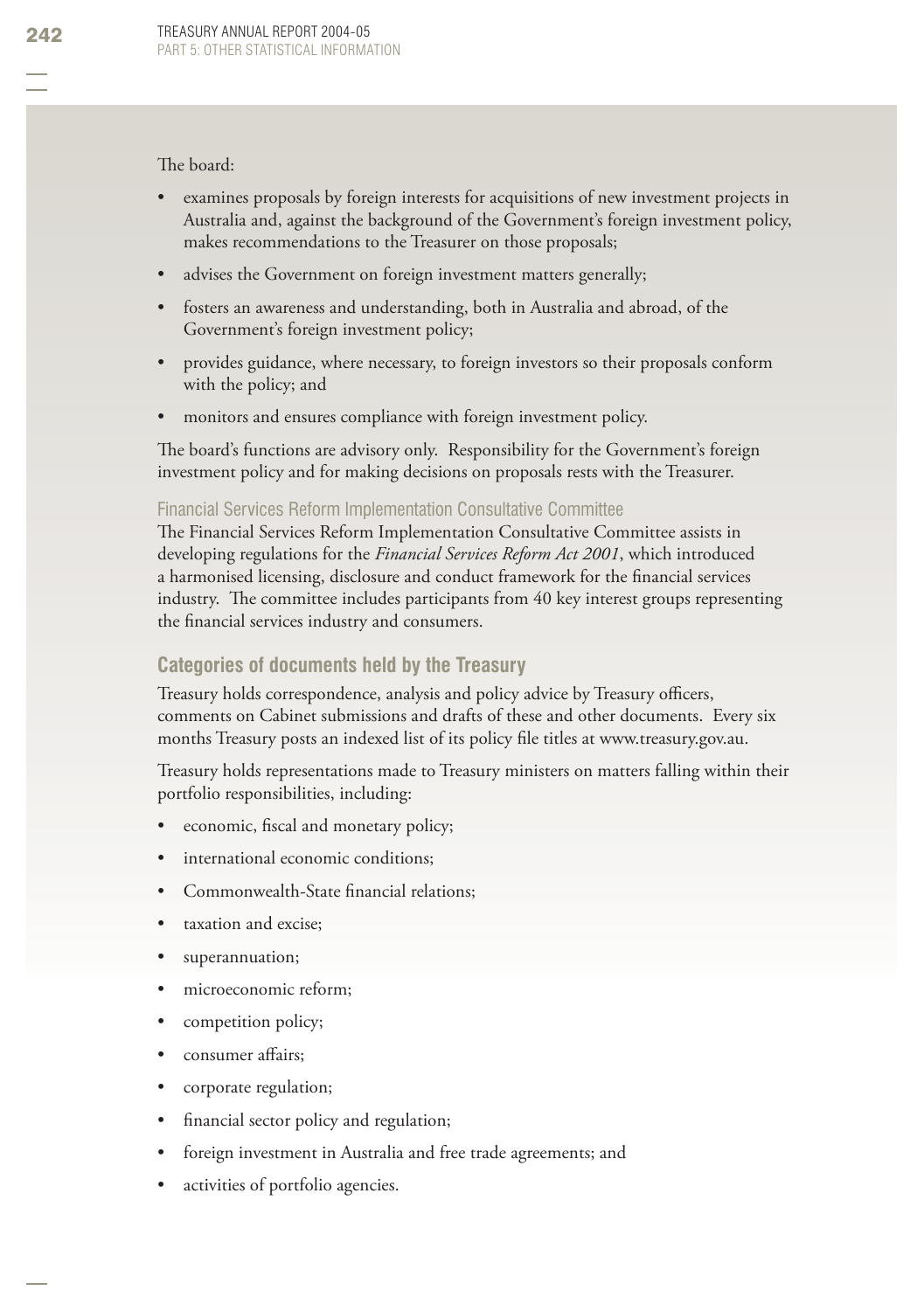The board:

- examines proposals by foreign interests for acquisitions of new investment projects in Australia and, against the background of the Government's foreign investment policy, makes recommendations to the Treasurer on those proposals;
- advises the Government on foreign investment matters generally;
- fosters an awareness and understanding, both in Australia and abroad, of the Government's foreign investment policy;
- provides guidance, where necessary, to foreign investors so their proposals conform with the policy; and
- monitors and ensures compliance with foreign investment policy.

The board's functions are advisory only. Responsibility for the Government's foreign investment policy and for making decisions on proposals rests with the Treasurer.

### Financial Services Reform Implementation Consultative Committee

The Financial Services Reform Implementation Consultative Committee assists in developing regulations for the *Financial Services Reform Act 2001*, which introduced a harmonised licensing, disclosure and conduct framework for the financial services industry. The committee includes participants from 40 key interest groups representing the financial services industry and consumers.

## Categories of documents held by the Treasury

Treasury holds correspondence, analysis and policy advice by Treasury officers, comments on Cabinet submissions and drafts of these and other documents. Every six months Treasury posts an indexed list of its policy file titles at www.treasury.gov.au.

Treasury holds representations made to Treasury ministers on matters falling within their portfolio responsibilities, including:

- economic, fiscal and monetary policy;
- international economic conditions;
- Commonwealth-State financial relations;
- taxation and excise;
- superannuation;
- microeconomic reform;
- competition policy;
- consumer affairs;
- corporate regulation;
- financial sector policy and regulation;
- foreign investment in Australia and free trade agreements; and
- activities of portfolio agencies.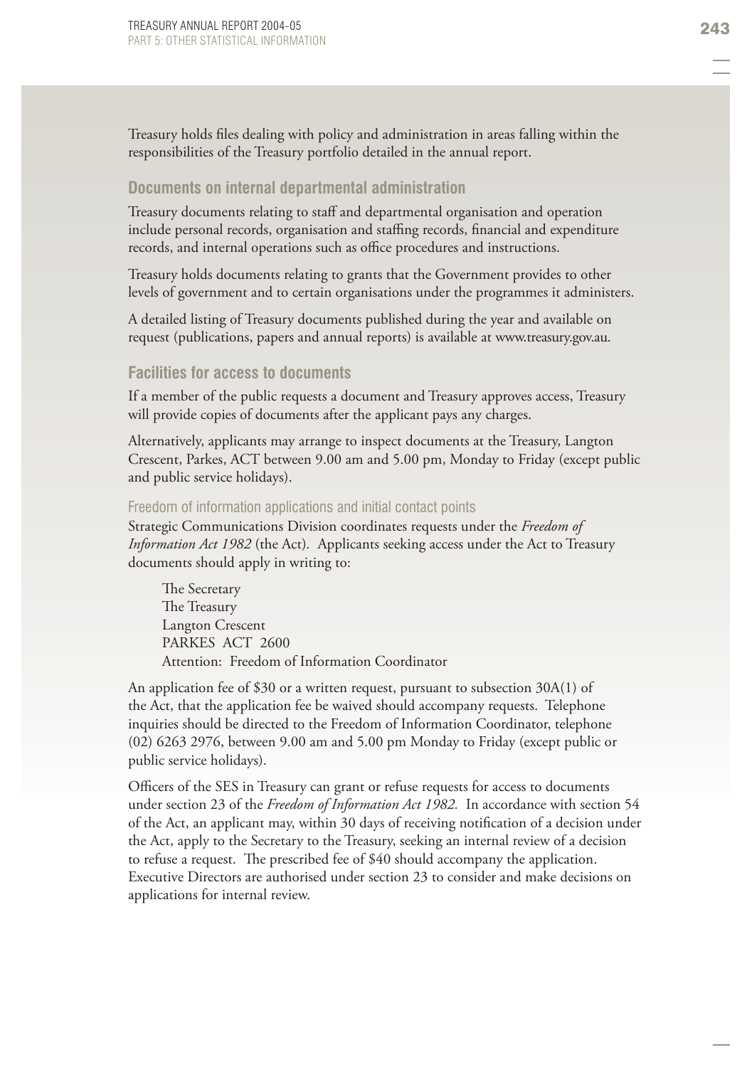Treasury holds files dealing with policy and administration in areas falling within the responsibilities of the Treasury portfolio detailed in the annual report.

## Documents on internal departmental administration

Treasury documents relating to staff and departmental organisation and operation include personal records, organisation and staffing records, financial and expenditure records, and internal operations such as office procedures and instructions.

Treasury holds documents relating to grants that the Government provides to other levels of government and to certain organisations under the programmes it administers.

A detailed listing of Treasury documents published during the year and available on request (publications, papers and annual reports) is available at www.treasury.gov.au.

## Facilities for access to documents

If a member of the public requests a document and Treasury approves access, Treasury will provide copies of documents after the applicant pays any charges.

Alternatively, applicants may arrange to inspect documents at the Treasury, Langton Crescent, Parkes, ACT between 9.00 am and 5.00 pm, Monday to Friday (except public and public service holidays).

### Freedom of information applications and initial contact points

Strategic Communications Division coordinates requests under the *Freedom of Information Act 1982* (the Act). Applicants seeking access under the Act to Treasury documents should apply in writing to:

> The Secretary
> The Treasury
> Langton Crescent
> PARKES ACT 2600
> Attention: Freedom of Information Coordinator

An application fee of $30 or a written request, pursuant to subsection 30A(1) of the Act, that the application fee be waived should accompany requests. Telephone inquiries should be directed to the Freedom of Information Coordinator, telephone (02) 6263 2976, between 9.00 am and 5.00 pm Monday to Friday (except public or public service holidays).

Officers of the SES in Treasury can grant or refuse requests for access to documents under section 23 of the *Freedom of Information Act 1982*. In accordance with section 54 of the Act, an applicant may, within 30 days of receiving notification of a decision under the Act, apply to the Secretary to the Treasury, seeking an internal review of a decision to refuse a request. The prescribed fee of $40 should accompany the application. Executive Directors are authorised under section 23 to consider and make decisions on applications for internal review.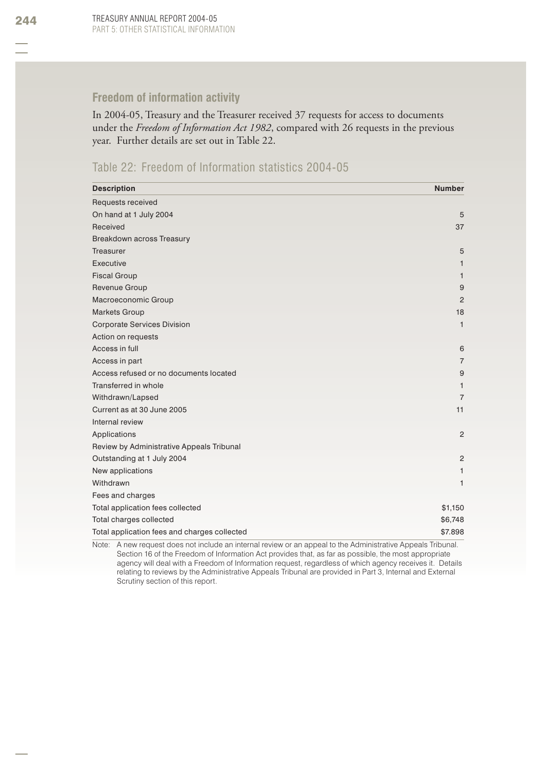## Freedom of information activity

In 2004-05, Treasury and the Treasurer received 37 requests for access to documents under the *Freedom of Information Act 1982*, compared with 26 requests in the previous year. Further details are set out in Table 22.

### Table 22: Freedom of Information statistics 2004-05

| Description | Number |
|---|---|
| Requests received | |
| On hand at 1 July 2004 | 5 |
| Received | 37 |
| Breakdown across Treasury | |
| Treasurer | 5 |
| Executive | 1 |
| Fiscal Group | 1 |
| Revenue Group | 9 |
| Macroeconomic Group | 2 |
| Markets Group | 18 |
| Corporate Services Division | 1 |
| Action on requests | |
| Access in full | 6 |
| Access in part | 7 |
| Access refused or no documents located | 9 |
| Transferred in whole | 1 |
| Withdrawn/Lapsed | 7 |
| Current as at 30 June 2005 | 11 |
| Internal review | |
| Applications | 2 |
| Review by Administrative Appeals Tribunal | |
| Outstanding at 1 July 2004 | 2 |
| New applications | 1 |
| Withdrawn | 1 |
| Fees and charges | |
| Total application fees collected | $1,150 |
| Total charges collected | $6,748 |
| Total application fees and charges collected | $7.898 |

Note: A new request does not include an internal review or an appeal to the Administrative Appeals Tribunal. Section 16 of the Freedom of Information Act provides that, as far as possible, the most appropriate agency will deal with a Freedom of Information request, regardless of which agency receives it. Details relating to reviews by the Administrative Appeals Tribunal are provided in Part 3, Internal and External Scrutiny section of this report.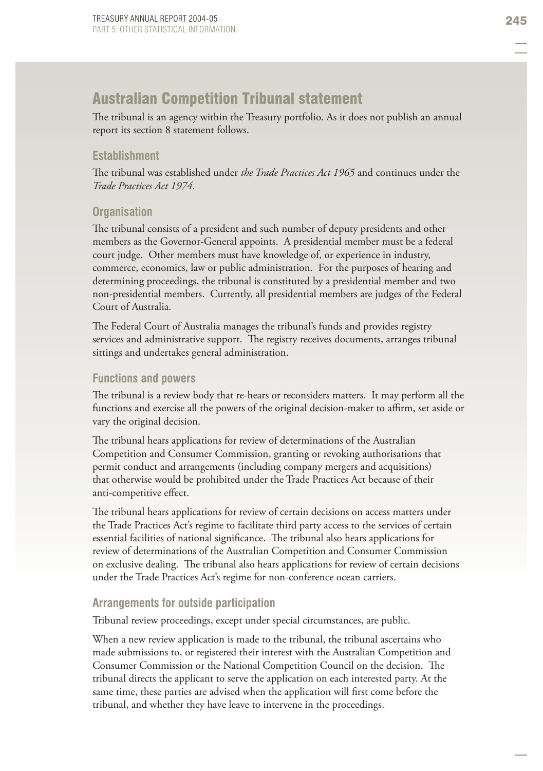## Australian Competition Tribunal statement

The tribunal is an agency within the Treasury portfolio. As it does not publish an annual report its section 8 statement follows.

### Establishment

The tribunal was established under *the Trade Practices Act 1965* and continues under the *Trade Practices Act 1974*.

### Organisation

The tribunal consists of a president and such number of deputy presidents and other members as the Governor-General appoints. A presidential member must be a federal court judge. Other members must have knowledge of, or experience in industry, commerce, economics, law or public administration. For the purposes of hearing and determining proceedings, the tribunal is constituted by a presidential member and two non-presidential members. Currently, all presidential members are judges of the Federal Court of Australia.

The Federal Court of Australia manages the tribunal's funds and provides registry services and administrative support. The registry receives documents, arranges tribunal sittings and undertakes general administration.

### Functions and powers

The tribunal is a review body that re-hears or reconsiders matters. It may perform all the functions and exercise all the powers of the original decision-maker to affirm, set aside or vary the original decision.

The tribunal hears applications for review of determinations of the Australian Competition and Consumer Commission, granting or revoking authorisations that permit conduct and arrangements (including company mergers and acquisitions) that otherwise would be prohibited under the Trade Practices Act because of their anti-competitive effect.

The tribunal hears applications for review of certain decisions on access matters under the Trade Practices Act's regime to facilitate third party access to the services of certain essential facilities of national significance. The tribunal also hears applications for review of determinations of the Australian Competition and Consumer Commission on exclusive dealing. The tribunal also hears applications for review of certain decisions under the Trade Practices Act's regime for non-conference ocean carriers.

### Arrangements for outside participation

Tribunal review proceedings, except under special circumstances, are public.

When a new review application is made to the tribunal, the tribunal ascertains who made submissions to, or registered their interest with the Australian Competition and Consumer Commission or the National Competition Council on the decision. The tribunal directs the applicant to serve the application on each interested party. At the same time, these parties are advised when the application will first come before the tribunal, and whether they have leave to intervene in the proceedings.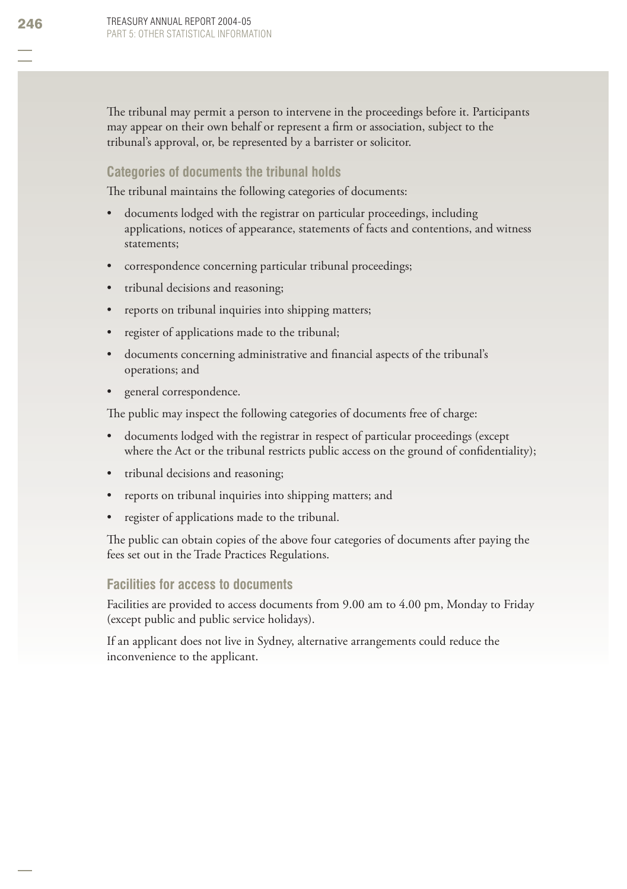The tribunal may permit a person to intervene in the proceedings before it. Participants may appear on their own behalf or represent a firm or association, subject to the tribunal's approval, or, be represented by a barrister or solicitor.

### Categories of documents the tribunal holds

The tribunal maintains the following categories of documents:

- documents lodged with the registrar on particular proceedings, including applications, notices of appearance, statements of facts and contentions, and witness statements;
- correspondence concerning particular tribunal proceedings;
- tribunal decisions and reasoning;
- reports on tribunal inquiries into shipping matters;
- register of applications made to the tribunal;
- documents concerning administrative and financial aspects of the tribunal's operations; and
- general correspondence.

The public may inspect the following categories of documents free of charge:

- documents lodged with the registrar in respect of particular proceedings (except where the Act or the tribunal restricts public access on the ground of confidentiality);
- tribunal decisions and reasoning;
- reports on tribunal inquiries into shipping matters; and
- register of applications made to the tribunal.

The public can obtain copies of the above four categories of documents after paying the fees set out in the Trade Practices Regulations.

### Facilities for access to documents

Facilities are provided to access documents from 9.00 am to 4.00 pm, Monday to Friday (except public and public service holidays).

If an applicant does not live in Sydney, alternative arrangements could reduce the inconvenience to the applicant.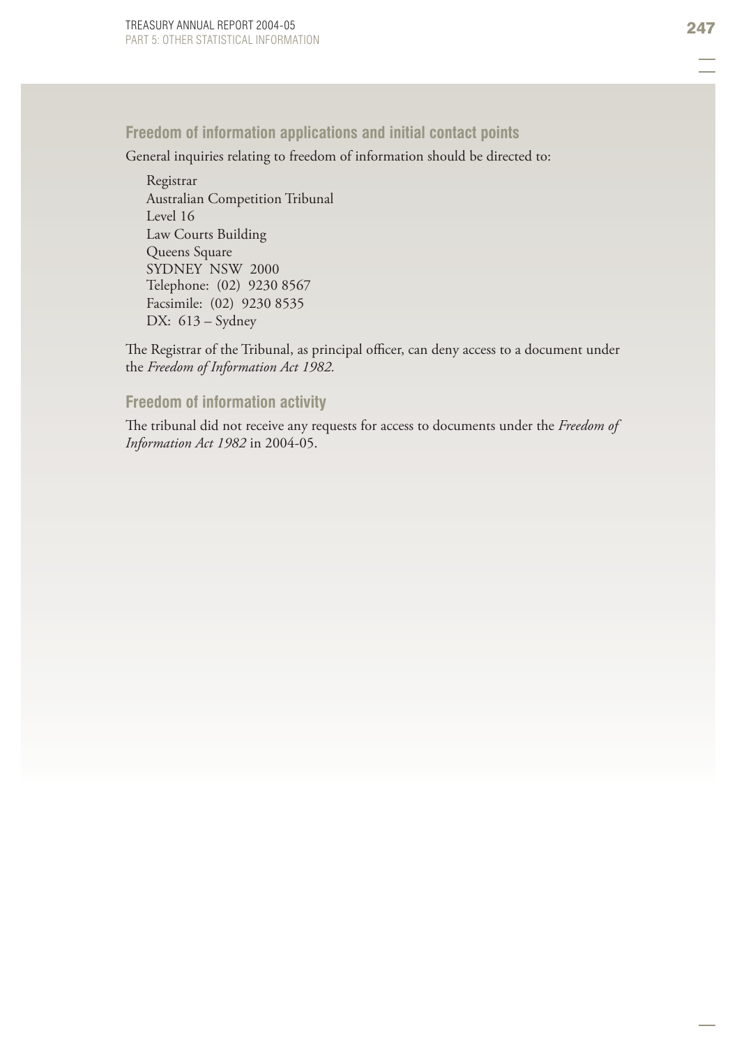## Freedom of information applications and initial contact points

General inquiries relating to freedom of information should be directed to:

Registrar
Australian Competition Tribunal
Level 16
Law Courts Building
Queens Square
SYDNEY NSW 2000
Telephone: (02) 9230 8567
Facsimile: (02) 9230 8535
DX: 613 – Sydney

The Registrar of the Tribunal, as principal officer, can deny access to a document under the *Freedom of Information Act 1982.*

## Freedom of information activity

The tribunal did not receive any requests for access to documents under the *Freedom of Information Act 1982* in 2004-05.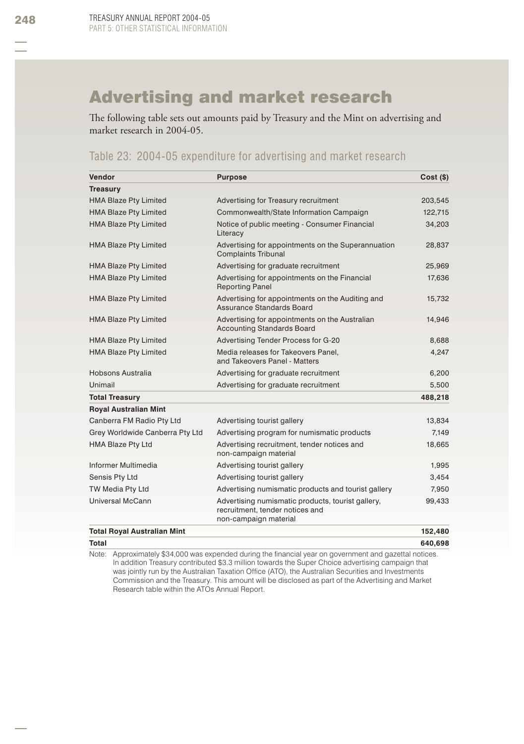# Advertising and market research

The following table sets out amounts paid by Treasury and the Mint on advertising and market research in 2004-05.

## Table 23: 2004-05 expenditure for advertising and market research

| Vendor | Purpose | Cost ($) |
|---|---|---|
| **Treasury** | | |
| HMA Blaze Pty Limited | Advertising for Treasury recruitment | 203,545 |
| HMA Blaze Pty Limited | Commonwealth/State Information Campaign | 122,715 |
| HMA Blaze Pty Limited | Notice of public meeting - Consumer Financial Literacy | 34,203 |
| HMA Blaze Pty Limited | Advertising for appointments on the Superannuation Complaints Tribunal | 28,837 |
| HMA Blaze Pty Limited | Advertising for graduate recruitment | 25,969 |
| HMA Blaze Pty Limited | Advertising for appointments on the Financial Reporting Panel | 17,636 |
| HMA Blaze Pty Limited | Advertising for appointments on the Auditing and Assurance Standards Board | 15,732 |
| HMA Blaze Pty Limited | Advertising for appointments on the Australian Accounting Standards Board | 14,946 |
| HMA Blaze Pty Limited | Advertising Tender Process for G-20 | 8,688 |
| HMA Blaze Pty Limited | Media releases for Takeovers Panel, and Takeovers Panel - Matters | 4,247 |
| Hobsons Australia | Advertising for graduate recruitment | 6,200 |
| Unimail | Advertising for graduate recruitment | 5,500 |
| **Total Treasury** | | **488,218** |
| **Royal Australian Mint** | | |
| Canberra FM Radio Pty Ltd | Advertising tourist gallery | 13,834 |
| Grey Worldwide Canberra Pty Ltd | Advertising program for numismatic products | 7,149 |
| HMA Blaze Pty Ltd | Advertising recruitment, tender notices and non-campaign material | 18,665 |
| Informer Multimedia | Advertising tourist gallery | 1,995 |
| Sensis Pty Ltd | Advertising tourist gallery | 3,454 |
| TW Media Pty Ltd | Advertising numismatic products and tourist gallery | 7,950 |
| Universal McCann | Advertising numismatic products, tourist gallery, recruitment, tender notices and non-campaign material | 99,433 |
| **Total Royal Australian Mint** | | **152,480** |
| **Total** | | **640,698** |

Note: Approximately $34,000 was expended during the financial year on government and gazettal notices. In addition Treasury contributed $3.3 million towards the Super Choice advertising campaign that was jointly run by the Australian Taxation Office (ATO), the Australian Securities and Investments Commission and the Treasury. This amount will be disclosed as part of the Advertising and Market Research table within the ATOs Annual Report.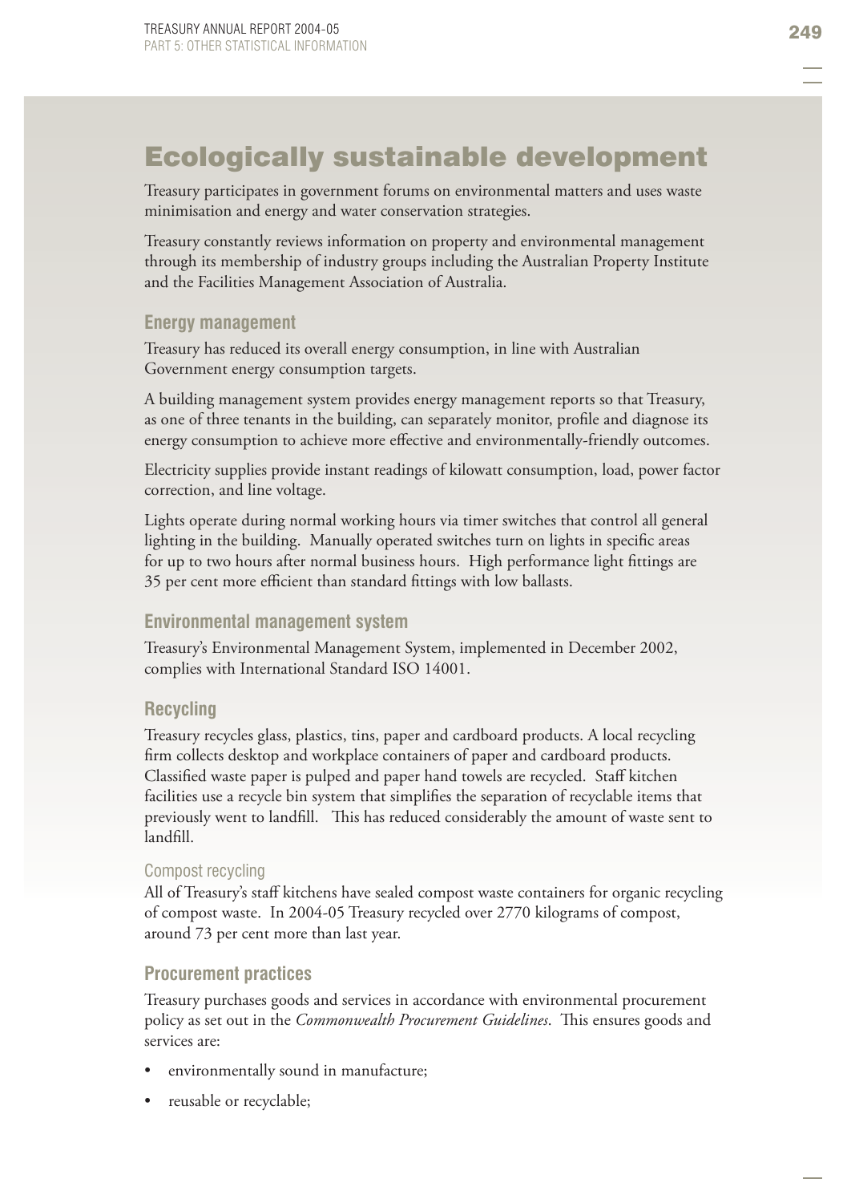# Ecologically sustainable development

Treasury participates in government forums on environmental matters and uses waste minimisation and energy and water conservation strategies.

Treasury constantly reviews information on property and environmental management through its membership of industry groups including the Australian Property Institute and the Facilities Management Association of Australia.

## Energy management

Treasury has reduced its overall energy consumption, in line with Australian Government energy consumption targets.

A building management system provides energy management reports so that Treasury, as one of three tenants in the building, can separately monitor, profile and diagnose its energy consumption to achieve more effective and environmentally-friendly outcomes.

Electricity supplies provide instant readings of kilowatt consumption, load, power factor correction, and line voltage.

Lights operate during normal working hours via timer switches that control all general lighting in the building. Manually operated switches turn on lights in specific areas for up to two hours after normal business hours. High performance light fittings are 35 per cent more efficient than standard fittings with low ballasts.

## Environmental management system

Treasury's Environmental Management System, implemented in December 2002, complies with International Standard ISO 14001.

## Recycling

Treasury recycles glass, plastics, tins, paper and cardboard products. A local recycling firm collects desktop and workplace containers of paper and cardboard products. Classified waste paper is pulped and paper hand towels are recycled. Staff kitchen facilities use a recycle bin system that simplifies the separation of recyclable items that previously went to landfill. This has reduced considerably the amount of waste sent to landfill.

### Compost recycling

All of Treasury's staff kitchens have sealed compost waste containers for organic recycling of compost waste. In 2004-05 Treasury recycled over 2770 kilograms of compost, around 73 per cent more than last year.

## Procurement practices

Treasury purchases goods and services in accordance with environmental procurement policy as set out in the *Commonwealth Procurement Guidelines*. This ensures goods and services are:

- environmentally sound in manufacture;
- reusable or recyclable;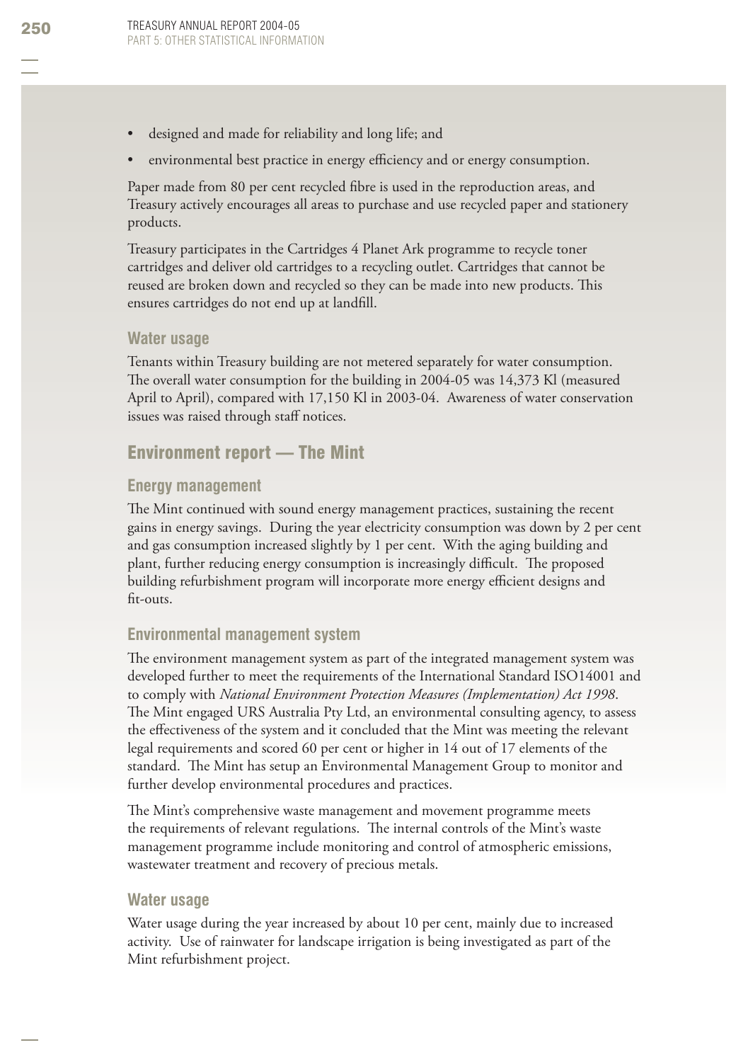- designed and made for reliability and long life; and
- environmental best practice in energy efficiency and or energy consumption.

Paper made from 80 per cent recycled fibre is used in the reproduction areas, and Treasury actively encourages all areas to purchase and use recycled paper and stationery products.

Treasury participates in the Cartridges 4 Planet Ark programme to recycle toner cartridges and deliver old cartridges to a recycling outlet. Cartridges that cannot be reused are broken down and recycled so they can be made into new products. This ensures cartridges do not end up at landfill.

### Water usage

Tenants within Treasury building are not metered separately for water consumption. The overall water consumption for the building in 2004-05 was 14,373 Kl (measured April to April), compared with 17,150 Kl in 2003-04. Awareness of water conservation issues was raised through staff notices.

## Environment report — The Mint

### Energy management

The Mint continued with sound energy management practices, sustaining the recent gains in energy savings. During the year electricity consumption was down by 2 per cent and gas consumption increased slightly by 1 per cent. With the aging building and plant, further reducing energy consumption is increasingly difficult. The proposed building refurbishment program will incorporate more energy efficient designs and fit-outs.

### Environmental management system

The environment management system as part of the integrated management system was developed further to meet the requirements of the International Standard ISO14001 and to comply with *National Environment Protection Measures (Implementation) Act 1998*. The Mint engaged URS Australia Pty Ltd, an environmental consulting agency, to assess the effectiveness of the system and it concluded that the Mint was meeting the relevant legal requirements and scored 60 per cent or higher in 14 out of 17 elements of the standard. The Mint has setup an Environmental Management Group to monitor and further develop environmental procedures and practices.

The Mint's comprehensive waste management and movement programme meets the requirements of relevant regulations. The internal controls of the Mint's waste management programme include monitoring and control of atmospheric emissions, wastewater treatment and recovery of precious metals.

### Water usage

Water usage during the year increased by about 10 per cent, mainly due to increased activity. Use of rainwater for landscape irrigation is being investigated as part of the Mint refurbishment project.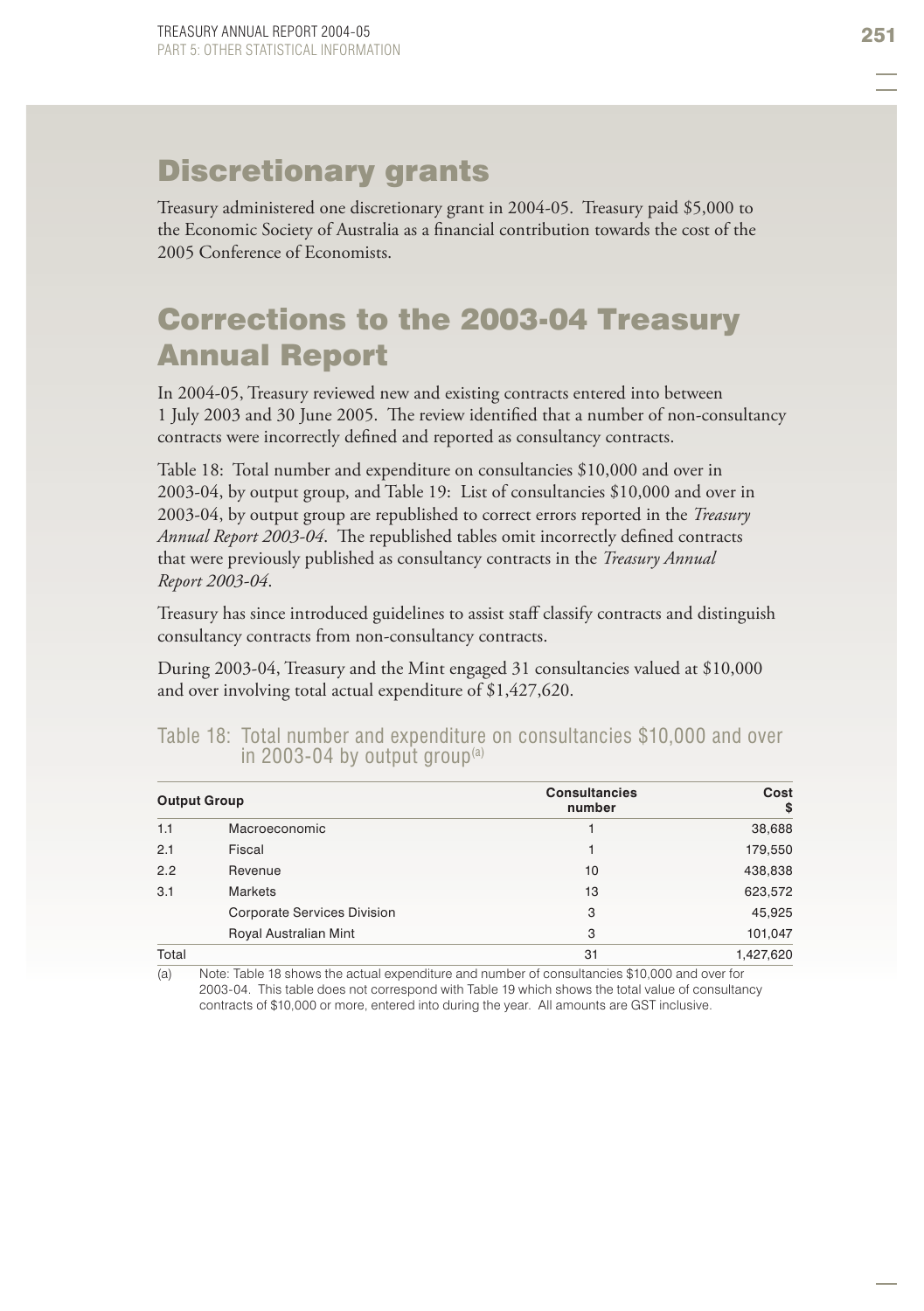## Discretionary grants

Treasury administered one discretionary grant in 2004-05. Treasury paid $5,000 to the Economic Society of Australia as a financial contribution towards the cost of the 2005 Conference of Economists.

## Corrections to the 2003-04 Treasury Annual Report

In 2004-05, Treasury reviewed new and existing contracts entered into between 1 July 2003 and 30 June 2005. The review identified that a number of non-consultancy contracts were incorrectly defined and reported as consultancy contracts.

Table 18: Total number and expenditure on consultancies $10,000 and over in 2003-04, by output group, and Table 19: List of consultancies $10,000 and over in 2003-04, by output group are republished to correct errors reported in the *Treasury Annual Report 2003-04*. The republished tables omit incorrectly defined contracts that were previously published as consultancy contracts in the *Treasury Annual Report 2003-04*.

Treasury has since introduced guidelines to assist staff classify contracts and distinguish consultancy contracts from non-consultancy contracts.

During 2003-04, Treasury and the Mint engaged 31 consultancies valued at $10,000 and over involving total actual expenditure of $1,427,620.

Table 18: Total number and expenditure on consultancies $10,000 and over in 2003-04 by output group[(a)]

| Output Group | | Consultancies number | Cost $ |
|---|---|---|---|
| 1.1 | Macroeconomic | 1 | 38,688 |
| 2.1 | Fiscal | 1 | 179,550 |
| 2.2 | Revenue | 10 | 438,838 |
| 3.1 | Markets | 13 | 623,572 |
| | Corporate Services Division | 3 | 45,925 |
| | Royal Australian Mint | 3 | 101,047 |
| Total | | 31 | 1,427,620 |

(a) Note: Table 18 shows the actual expenditure and number of consultancies $10,000 and over for 2003-04. This table does not correspond with Table 19 which shows the total value of consultancy contracts of $10,000 or more, entered into during the year. All amounts are GST inclusive.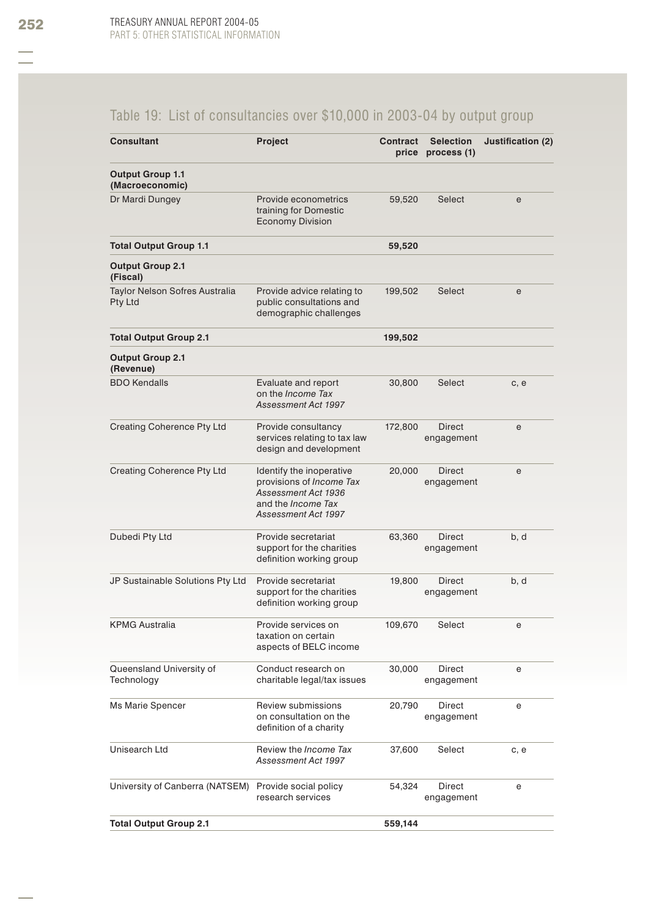## Table 19: List of consultancies over $10,000 in 2003-04 by output group

| Consultant | Project | Contract price | Selection process (1) | Justification (2) |
|---|---|---|---|---|
| **Output Group 1.1 (Macroeconomic)** | | | | |
| Dr Mardi Dungey | Provide econometrics training for Domestic Economy Division | 59,520 | Select | e |
| **Total Output Group 1.1** | | **59,520** | | |
| **Output Group 2.1 (Fiscal)** | | | | |
| Taylor Nelson Sofres Australia Pty Ltd | Provide advice relating to public consultations and demographic challenges | 199,502 | Select | e |
| **Total Output Group 2.1** | | **199,502** | | |
| **Output Group 2.1 (Revenue)** | | | | |
| BDO Kendalls | Evaluate and report on the *Income Tax Assessment Act 1997* | 30,800 | Select | c, e |
| Creating Coherence Pty Ltd | Provide consultancy services relating to tax law design and development | 172,800 | Direct engagement | e |
| Creating Coherence Pty Ltd | Identify the inoperative provisions of *Income Tax Assessment Act 1936* and the *Income Tax Assessment Act 1997* | 20,000 | Direct engagement | e |
| Dubedi Pty Ltd | Provide secretariat support for the charities definition working group | 63,360 | Direct engagement | b, d |
| JP Sustainable Solutions Pty Ltd | Provide secretariat support for the charities definition working group | 19,800 | Direct engagement | b, d |
| KPMG Australia | Provide services on taxation on certain aspects of BELC income | 109,670 | Select | e |
| Queensland University of Technology | Conduct research on charitable legal/tax issues | 30,000 | Direct engagement | e |
| Ms Marie Spencer | Review submissions on consultation on the definition of a charity | 20,790 | Direct engagement | e |
| Unisearch Ltd | Review the *Income Tax Assessment Act 1997* | 37,600 | Select | c, e |
| University of Canberra (NATSEM) | Provide social policy research services | 54,324 | Direct engagement | e |
| **Total Output Group 2.1** | | **559,144** | | |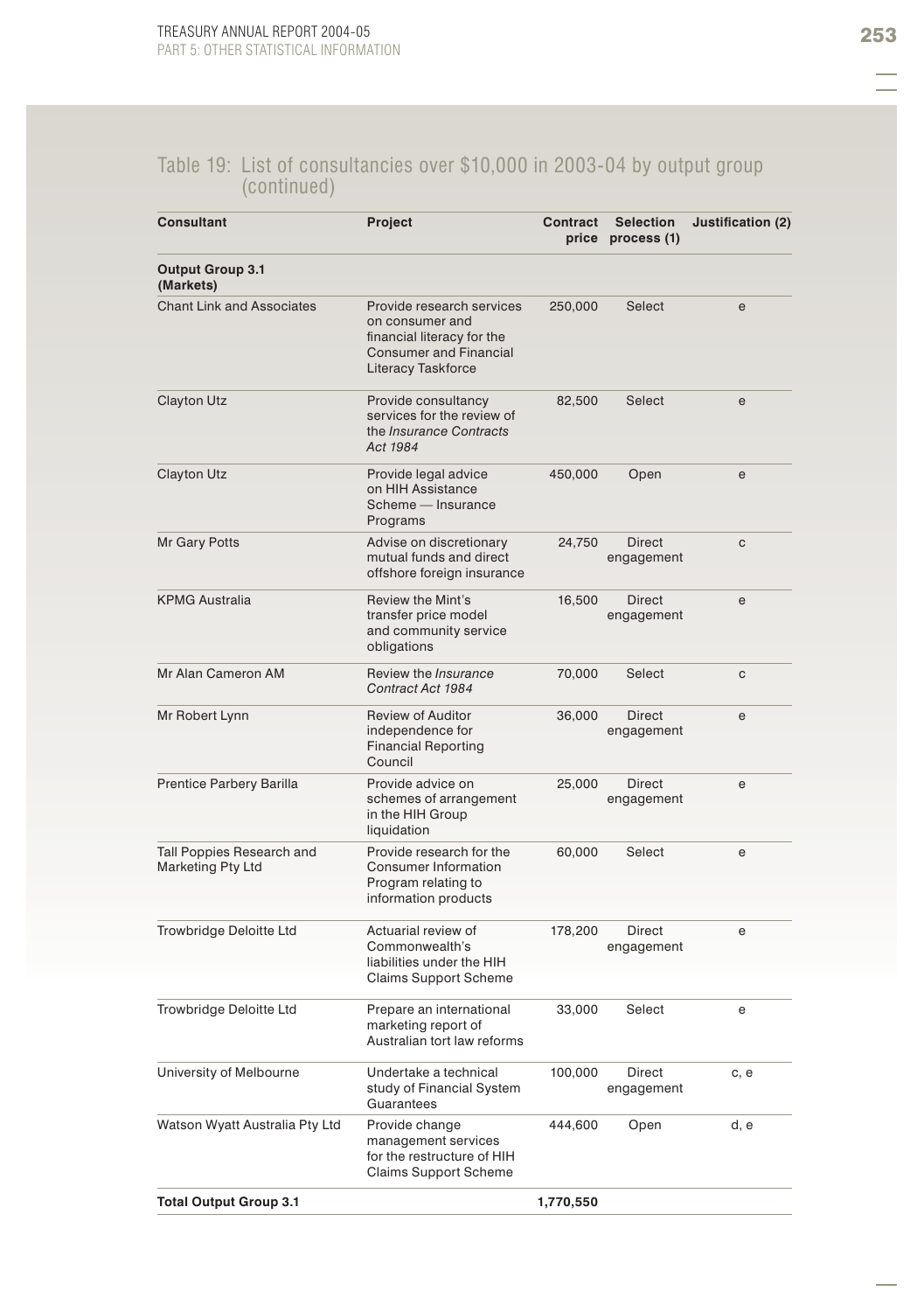## Table 19: List of consultancies over $10,000 in 2003-04 by output group (continued)

| Consultant | Project | Contract price | Selection process (1) | Justification (2) |
|---|---|---|---|---|
| **Output Group 3.1 (Markets)** | | | | |
| Chant Link and Associates | Provide research services on consumer and financial literacy for the Consumer and Financial Literacy Taskforce | 250,000 | Select | e |
| Clayton Utz | Provide consultancy services for the review of the *Insurance Contracts Act 1984* | 82,500 | Select | e |
| Clayton Utz | Provide legal advice on HIH Assistance Scheme — Insurance Programs | 450,000 | Open | e |
| Mr Gary Potts | Advise on discretionary mutual funds and direct offshore foreign insurance | 24,750 | Direct engagement | c |
| KPMG Australia | Review the Mint's transfer price model and community service obligations | 16,500 | Direct engagement | e |
| Mr Alan Cameron AM | Review the *Insurance Contract Act 1984* | 70,000 | Select | c |
| Mr Robert Lynn | Review of Auditor independence for Financial Reporting Council | 36,000 | Direct engagement | e |
| Prentice Parbery Barilla | Provide advice on schemes of arrangement in the HIH Group liquidation | 25,000 | Direct engagement | e |
| Tall Poppies Research and Marketing Pty Ltd | Provide research for the Consumer Information Program relating to information products | 60,000 | Select | e |
| Trowbridge Deloitte Ltd | Actuarial review of Commonwealth's liabilities under the HIH Claims Support Scheme | 178,200 | Direct engagement | e |
| Trowbridge Deloitte Ltd | Prepare an international marketing report of Australian tort law reforms | 33,000 | Select | e |
| University of Melbourne | Undertake a technical study of Financial System Guarantees | 100,000 | Direct engagement | c, e |
| Watson Wyatt Australia Pty Ltd | Provide change management services for the restructure of HIH Claims Support Scheme | 444,600 | Open | d, e |
| **Total Output Group 3.1** | | **1,770,550** | | |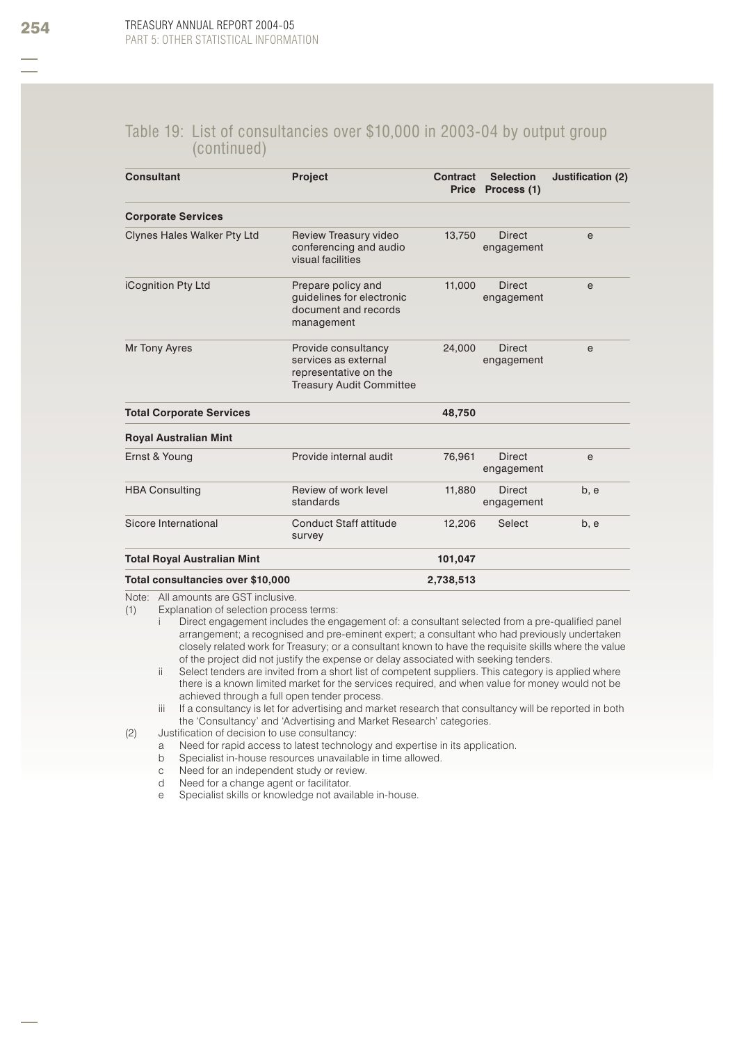## Table 19: List of consultancies over $10,000 in 2003-04 by output group (continued)

| Consultant | Project | Contract Price | Selection Process (1) | Justification (2) |
|---|---|---|---|---|
| **Corporate Services** | | | | |
| Clynes Hales Walker Pty Ltd | Review Treasury video conferencing and audio visual facilities | 13,750 | Direct engagement | e |
| iCognition Pty Ltd | Prepare policy and guidelines for electronic document and records management | 11,000 | Direct engagement | e |
| Mr Tony Ayres | Provide consultancy services as external representative on the Treasury Audit Committee | 24,000 | Direct engagement | e |
| **Total Corporate Services** | | **48,750** | | |
| **Royal Australian Mint** | | | | |
| Ernst & Young | Provide internal audit | 76,961 | Direct engagement | e |
| HBA Consulting | Review of work level standards | 11,880 | Direct engagement | b, e |
| Sicore International | Conduct Staff attitude survey | 12,206 | Select | b, e |
| **Total Royal Australian Mint** | | **101,047** | | |
| **Total consultancies over $10,000** | | **2,738,513** | | |

Note: All amounts are GST inclusive.

(1) Explanation of selection process terms:

- i Direct engagement includes the engagement of: a consultant selected from a pre-qualified panel arrangement; a recognised and pre-eminent expert; a consultant who had previously undertaken closely related work for Treasury; or a consultant known to have the requisite skills where the value of the project did not justify the expense or delay associated with seeking tenders.
- ii Select tenders are invited from a short list of competent suppliers. This category is applied where there is a known limited market for the services required, and when value for money would not be achieved through a full open tender process.
- iii If a consultancy is let for advertising and market research that consultancy will be reported in both the 'Consultancy' and 'Advertising and Market Research' categories.

(2) Justification of decision to use consultancy:

- a Need for rapid access to latest technology and expertise in its application.
- b Specialist in-house resources unavailable in time allowed.
- c Need for an independent study or review.
- d Need for a change agent or facilitator.
- e Specialist skills or knowledge not available in-house.